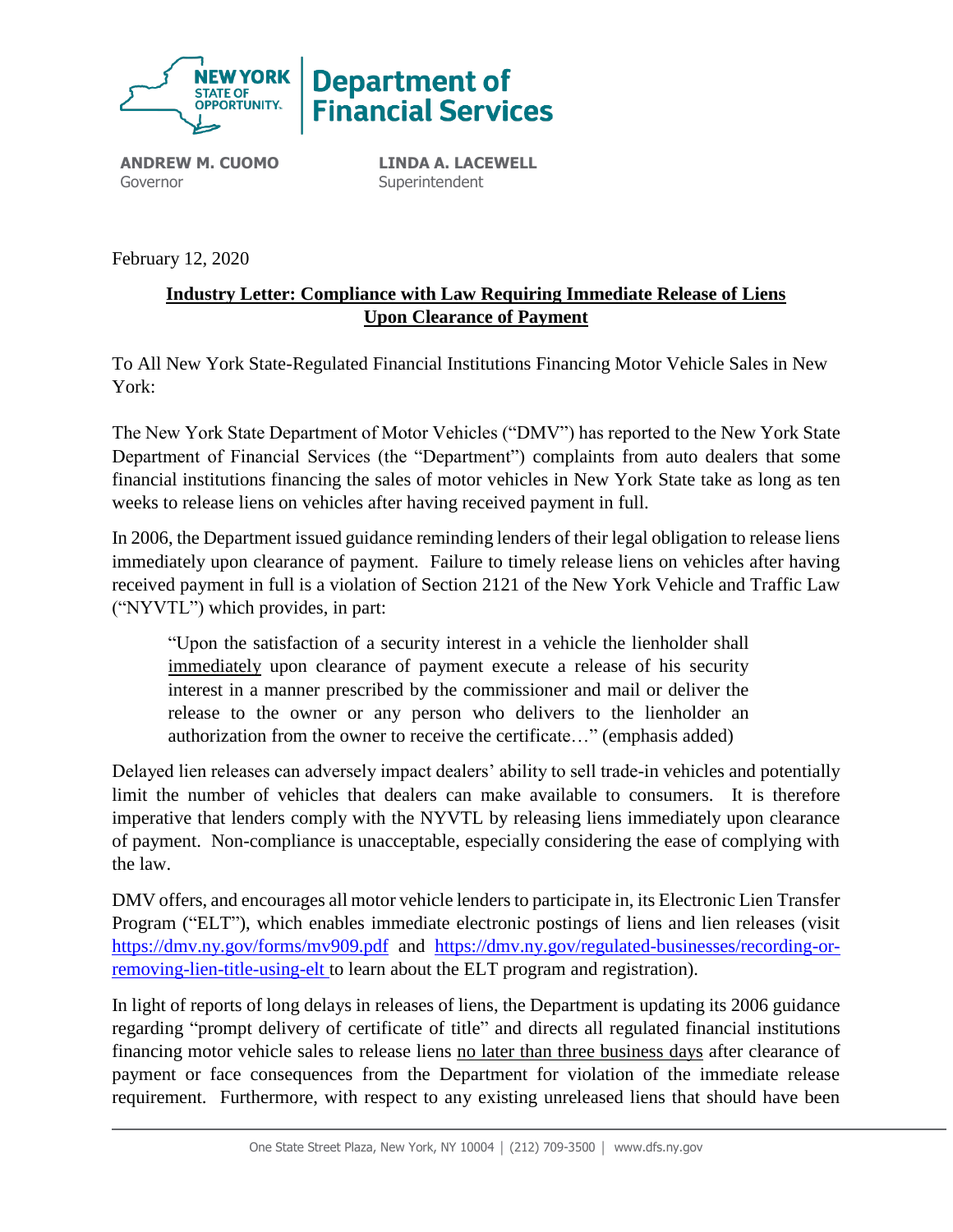NEW YORK STATE OF OPPORTUNITY. | Department of Financial Services

**ANDREW M. CUOMO**
Governor

**LINDA A. LACEWELL**
Superintendent

February 12, 2020

**Industry Letter: Compliance with Law Requiring Immediate Release of Liens Upon Clearance of Payment**

To All New York State-Regulated Financial Institutions Financing Motor Vehicle Sales in New York:

The New York State Department of Motor Vehicles ("DMV") has reported to the New York State Department of Financial Services (the "Department") complaints from auto dealers that some financial institutions financing the sales of motor vehicles in New York State take as long as ten weeks to release liens on vehicles after having received payment in full.

In 2006, the Department issued guidance reminding lenders of their legal obligation to release liens immediately upon clearance of payment. Failure to timely release liens on vehicles after having received payment in full is a violation of Section 2121 of the New York Vehicle and Traffic Law ("NYVTL") which provides, in part:

> "Upon the satisfaction of a security interest in a vehicle the lienholder shall immediately upon clearance of payment execute a release of his security interest in a manner prescribed by the commissioner and mail or deliver the release to the owner or any person who delivers to the lienholder an authorization from the owner to receive the certificate…" (emphasis added)

Delayed lien releases can adversely impact dealers' ability to sell trade-in vehicles and potentially limit the number of vehicles that dealers can make available to consumers. It is therefore imperative that lenders comply with the NYVTL by releasing liens immediately upon clearance of payment. Non-compliance is unacceptable, especially considering the ease of complying with the law.

DMV offers, and encourages all motor vehicle lenders to participate in, its Electronic Lien Transfer Program ("ELT"), which enables immediate electronic postings of liens and lien releases (visit https://dmv.ny.gov/forms/mv909.pdf and https://dmv.ny.gov/regulated-businesses/recording-or-removing-lien-title-using-elt to learn about the ELT program and registration).

In light of reports of long delays in releases of liens, the Department is updating its 2006 guidance regarding "prompt delivery of certificate of title" and directs all regulated financial institutions financing motor vehicle sales to release liens no later than three business days after clearance of payment or face consequences from the Department for violation of the immediate release requirement. Furthermore, with respect to any existing unreleased liens that should have been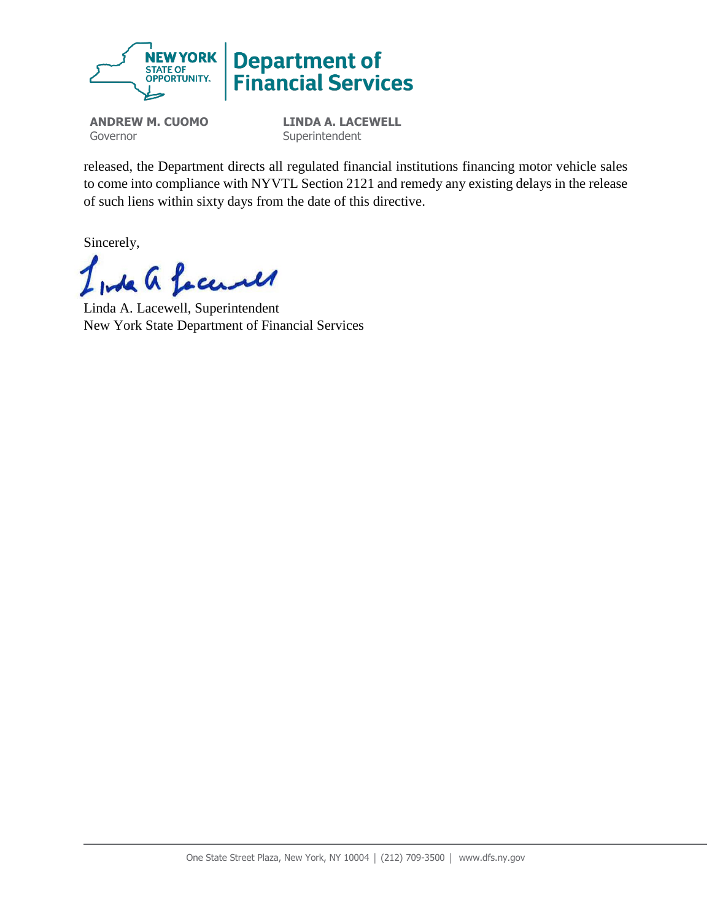ANDREW M. CUOMO
Governor

LINDA A. LACEWELL
Superintendent

released, the Department directs all regulated financial institutions financing motor vehicle sales to come into compliance with NYVTL Section 2121 and remedy any existing delays in the release of such liens within sixty days from the date of this directive.

Sincerely,

Linda A. Lacewell, Superintendent
New York State Department of Financial Services